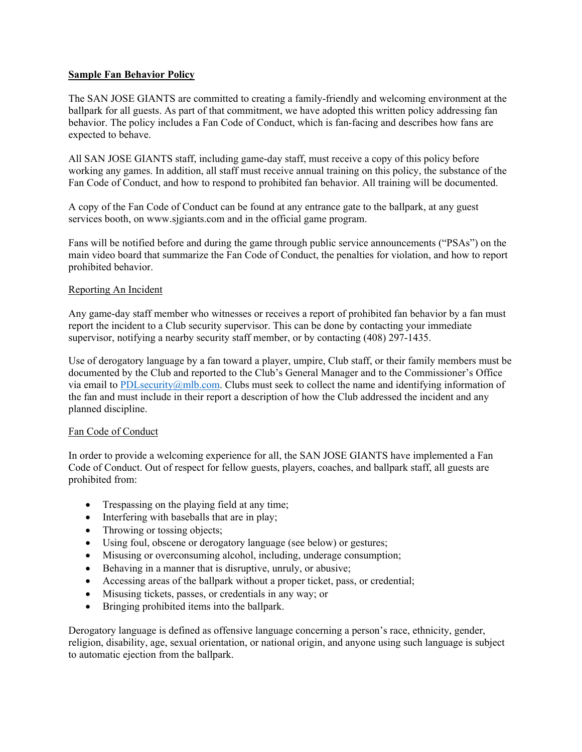**Sample Fan Behavior Policy**

The SAN JOSE GIANTS are committed to creating a family-friendly and welcoming environment at the ballpark for all guests. As part of that commitment, we have adopted this written policy addressing fan behavior. The policy includes a Fan Code of Conduct, which is fan-facing and describes how fans are expected to behave.

All SAN JOSE GIANTS staff, including game-day staff, must receive a copy of this policy before working any games. In addition, all staff must receive annual training on this policy, the substance of the Fan Code of Conduct, and how to respond to prohibited fan behavior. All training will be documented.

A copy of the Fan Code of Conduct can be found at any entrance gate to the ballpark, at any guest services booth, on www.sjgiants.com and in the official game program.

Fans will be notified before and during the game through public service announcements ("PSAs") on the main video board that summarize the Fan Code of Conduct, the penalties for violation, and how to report prohibited behavior.

Reporting An Incident

Any game-day staff member who witnesses or receives a report of prohibited fan behavior by a fan must report the incident to a Club security supervisor. This can be done by contacting your immediate supervisor, notifying a nearby security staff member, or by contacting (408) 297-1435.

Use of derogatory language by a fan toward a player, umpire, Club staff, or their family members must be documented by the Club and reported to the Club's General Manager and to the Commissioner's Office via email to PDLsecurity@mlb.com. Clubs must seek to collect the name and identifying information of the fan and must include in their report a description of how the Club addressed the incident and any planned discipline.

Fan Code of Conduct

In order to provide a welcoming experience for all, the SAN JOSE GIANTS have implemented a Fan Code of Conduct. Out of respect for fellow guests, players, coaches, and ballpark staff, all guests are prohibited from:

- Trespassing on the playing field at any time;
- Interfering with baseballs that are in play;
- Throwing or tossing objects;
- Using foul, obscene or derogatory language (see below) or gestures;
- Misusing or overconsuming alcohol, including, underage consumption;
- Behaving in a manner that is disruptive, unruly, or abusive;
- Accessing areas of the ballpark without a proper ticket, pass, or credential;
- Misusing tickets, passes, or credentials in any way; or
- Bringing prohibited items into the ballpark.

Derogatory language is defined as offensive language concerning a person's race, ethnicity, gender, religion, disability, age, sexual orientation, or national origin, and anyone using such language is subject to automatic ejection from the ballpark.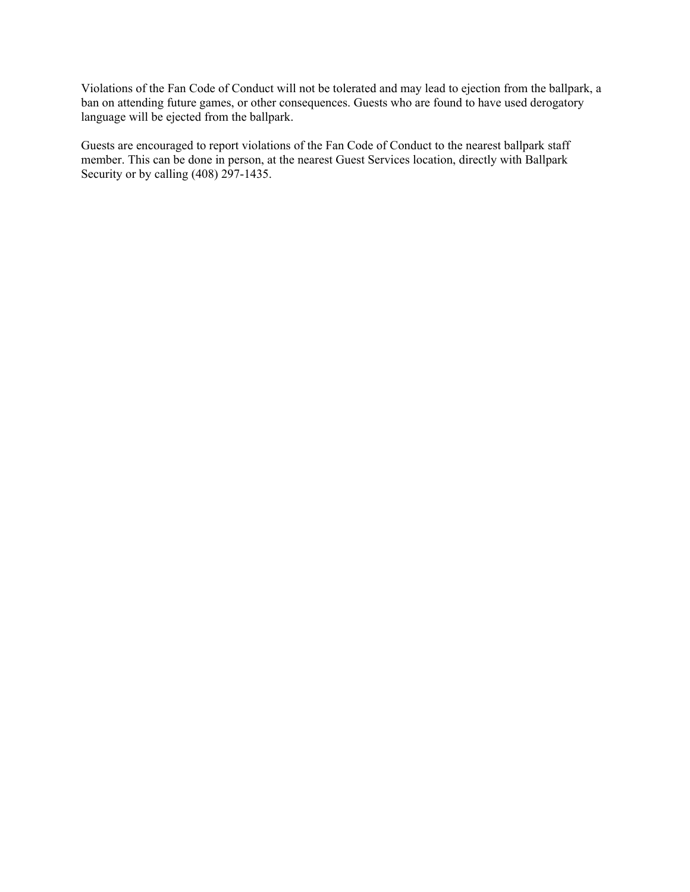Violations of the Fan Code of Conduct will not be tolerated and may lead to ejection from the ballpark, a ban on attending future games, or other consequences. Guests who are found to have used derogatory language will be ejected from the ballpark.

Guests are encouraged to report violations of the Fan Code of Conduct to the nearest ballpark staff member. This can be done in person, at the nearest Guest Services location, directly with Ballpark Security or by calling (408) 297-1435.